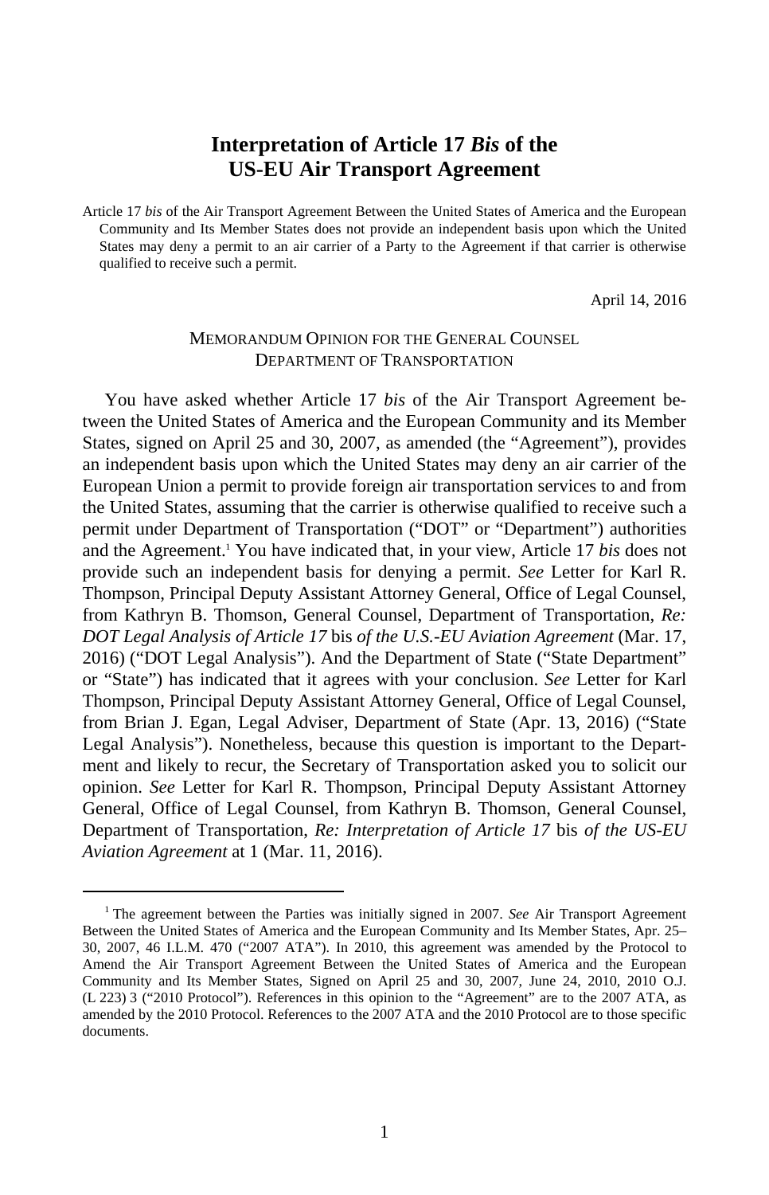# Interpretation of Article 17 *Bis* of the US-EU Air Transport Agreement

Article 17 *bis* of the Air Transport Agreement Between the United States of America and the European Community and Its Member States does not provide an independent basis upon which the United States may deny a permit to an air carrier of a Party to the Agreement if that carrier is otherwise qualified to receive such a permit.

April 14, 2016

MEMORANDUM OPINION FOR THE GENERAL COUNSEL
DEPARTMENT OF TRANSPORTATION

You have asked whether Article 17 *bis* of the Air Transport Agreement between the United States of America and the European Community and its Member States, signed on April 25 and 30, 2007, as amended (the "Agreement"), provides an independent basis upon which the United States may deny an air carrier of the European Union a permit to provide foreign air transportation services to and from the United States, assuming that the carrier is otherwise qualified to receive such a permit under Department of Transportation ("DOT" or "Department") authorities and the Agreement.[1] You have indicated that, in your view, Article 17 *bis* does not provide such an independent basis for denying a permit. *See* Letter for Karl R. Thompson, Principal Deputy Assistant Attorney General, Office of Legal Counsel, from Kathryn B. Thomson, General Counsel, Department of Transportation, *Re: DOT Legal Analysis of Article 17* bis *of the U.S.-EU Aviation Agreement* (Mar. 17, 2016) ("DOT Legal Analysis"). And the Department of State ("State Department" or "State") has indicated that it agrees with your conclusion. *See* Letter for Karl Thompson, Principal Deputy Assistant Attorney General, Office of Legal Counsel, from Brian J. Egan, Legal Adviser, Department of State (Apr. 13, 2016) ("State Legal Analysis"). Nonetheless, because this question is important to the Department and likely to recur, the Secretary of Transportation asked you to solicit our opinion. *See* Letter for Karl R. Thompson, Principal Deputy Assistant Attorney General, Office of Legal Counsel, from Kathryn B. Thomson, General Counsel, Department of Transportation, *Re: Interpretation of Article 17* bis *of the US-EU Aviation Agreement* at 1 (Mar. 11, 2016).

---

[1] The agreement between the Parties was initially signed in 2007. *See* Air Transport Agreement Between the United States of America and the European Community and Its Member States, Apr. 25–30, 2007, 46 I.L.M. 470 ("2007 ATA"). In 2010, this agreement was amended by the Protocol to Amend the Air Transport Agreement Between the United States of America and the European Community and Its Member States, Signed on April 25 and 30, 2007, June 24, 2010, 2010 O.J. (L 223) 3 ("2010 Protocol"). References in this opinion to the "Agreement" are to the 2007 ATA, as amended by the 2010 Protocol. References to the 2007 ATA and the 2010 Protocol are to those specific documents.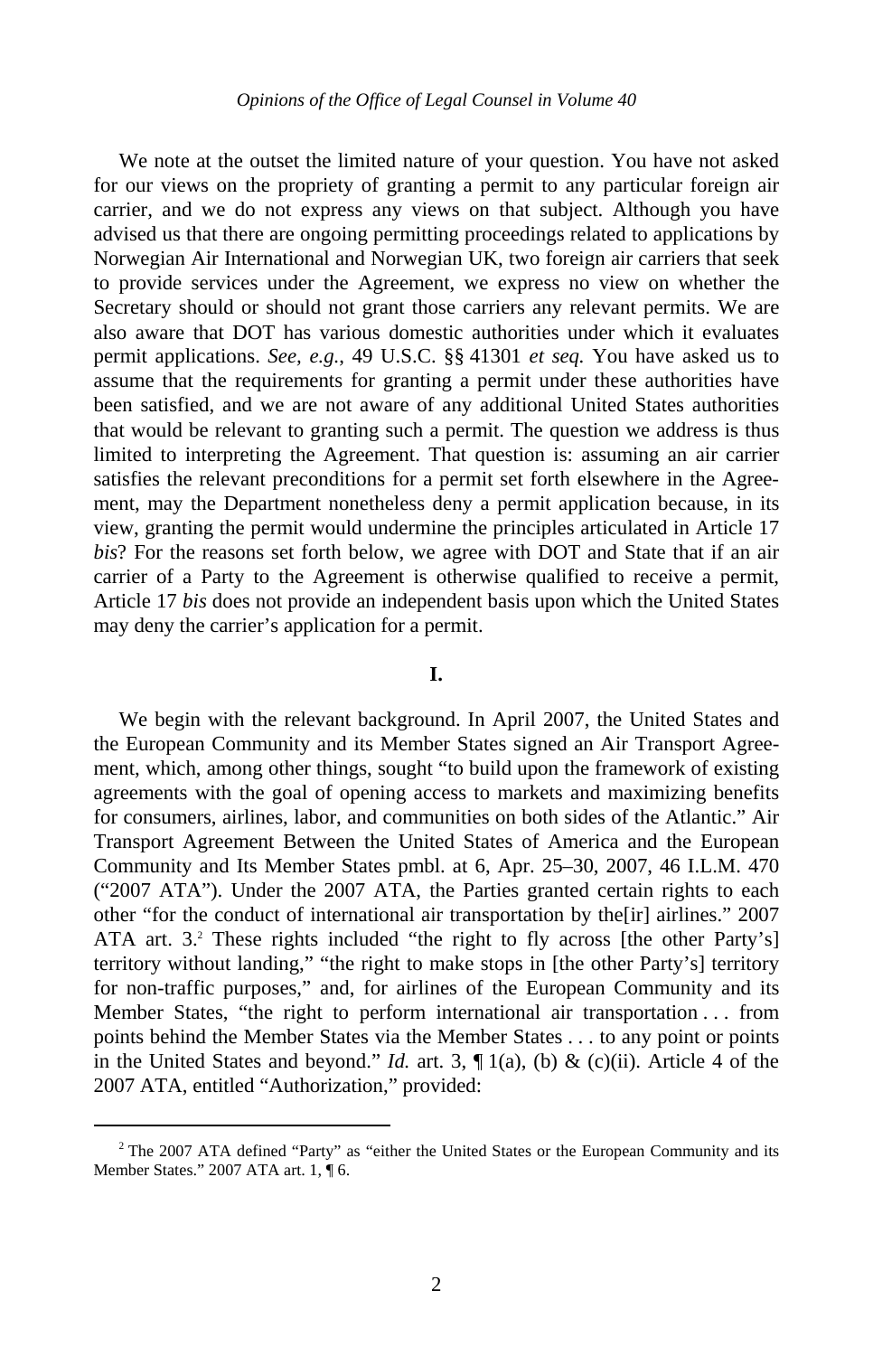We note at the outset the limited nature of your question. You have not asked for our views on the propriety of granting a permit to any particular foreign air carrier, and we do not express any views on that subject. Although you have advised us that there are ongoing permitting proceedings related to applications by Norwegian Air International and Norwegian UK, two foreign air carriers that seek to provide services under the Agreement, we express no view on whether the Secretary should or should not grant those carriers any relevant permits. We are also aware that DOT has various domestic authorities under which it evaluates permit applications. *See, e.g.*, 49 U.S.C. §§ 41301 *et seq.* You have asked us to assume that the requirements for granting a permit under these authorities have been satisfied, and we are not aware of any additional United States authorities that would be relevant to granting such a permit. The question we address is thus limited to interpreting the Agreement. That question is: assuming an air carrier satisfies the relevant preconditions for a permit set forth elsewhere in the Agreement, may the Department nonetheless deny a permit application because, in its view, granting the permit would undermine the principles articulated in Article 17 *bis*? For the reasons set forth below, we agree with DOT and State that if an air carrier of a Party to the Agreement is otherwise qualified to receive a permit, Article 17 *bis* does not provide an independent basis upon which the United States may deny the carrier's application for a permit.

## I.

We begin with the relevant background. In April 2007, the United States and the European Community and its Member States signed an Air Transport Agreement, which, among other things, sought "to build upon the framework of existing agreements with the goal of opening access to markets and maximizing benefits for consumers, airlines, labor, and communities on both sides of the Atlantic." Air Transport Agreement Between the United States of America and the European Community and Its Member States pmbl. at 6, Apr. 25–30, 2007, 46 I.L.M. 470 ("2007 ATA"). Under the 2007 ATA, the Parties granted certain rights to each other "for the conduct of international air transportation by the[ir] airlines." 2007 ATA art. 3.[2] These rights included "the right to fly across [the other Party's] territory without landing," "the right to make stops in [the other Party's] territory for non-traffic purposes," and, for airlines of the European Community and its Member States, "the right to perform international air transportation . . . from points behind the Member States via the Member States . . . to any point or points in the United States and beyond." *Id.* art. 3, ¶ 1(a), (b) & (c)(ii). Article 4 of the 2007 ATA, entitled "Authorization," provided:

[2] The 2007 ATA defined "Party" as "either the United States or the European Community and its Member States." 2007 ATA art. 1, ¶ 6.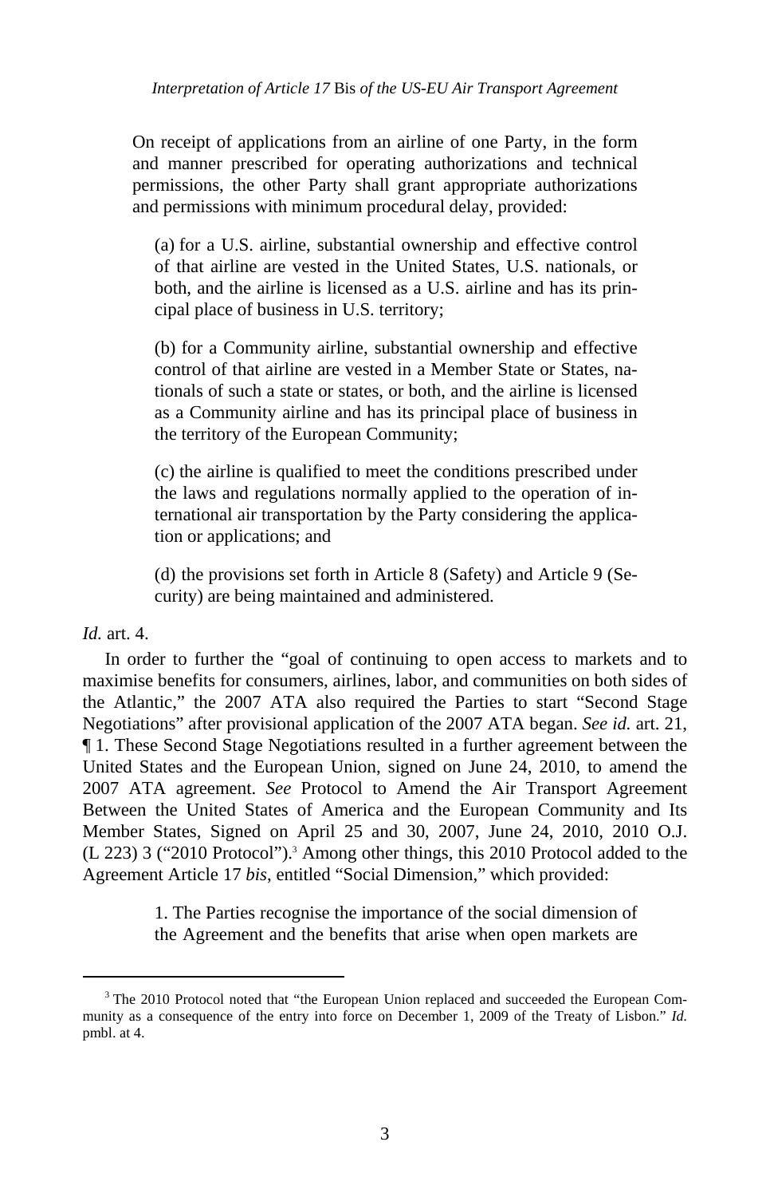> On receipt of applications from an airline of one Party, in the form and manner prescribed for operating authorizations and technical permissions, the other Party shall grant appropriate authorizations and permissions with minimum procedural delay, provided:
>
> (a) for a U.S. airline, substantial ownership and effective control of that airline are vested in the United States, U.S. nationals, or both, and the airline is licensed as a U.S. airline and has its principal place of business in U.S. territory;
>
> (b) for a Community airline, substantial ownership and effective control of that airline are vested in a Member State or States, nationals of such a state or states, or both, and the airline is licensed as a Community airline and has its principal place of business in the territory of the European Community;
>
> (c) the airline is qualified to meet the conditions prescribed under the laws and regulations normally applied to the operation of international air transportation by the Party considering the application or applications; and
>
> (d) the provisions set forth in Article 8 (Safety) and Article 9 (Security) are being maintained and administered.

*Id.* art. 4.

In order to further the "goal of continuing to open access to markets and to maximise benefits for consumers, airlines, labor, and communities on both sides of the Atlantic," the 2007 ATA also required the Parties to start "Second Stage Negotiations" after provisional application of the 2007 ATA began. *See id.* art. 21, ¶ 1. These Second Stage Negotiations resulted in a further agreement between the United States and the European Union, signed on June 24, 2010, to amend the 2007 ATA agreement. *See* Protocol to Amend the Air Transport Agreement Between the United States of America and the European Community and Its Member States, Signed on April 25 and 30, 2007, June 24, 2010, 2010 O.J. (L 223) 3 ("2010 Protocol").[3] Among other things, this 2010 Protocol added to the Agreement Article 17 *bis*, entitled "Social Dimension," which provided:

> 1. The Parties recognise the importance of the social dimension of the Agreement and the benefits that arise when open markets are

[3] The 2010 Protocol noted that "the European Union replaced and succeeded the European Community as a consequence of the entry into force on December 1, 2009 of the Treaty of Lisbon." *Id.* pmbl. at 4.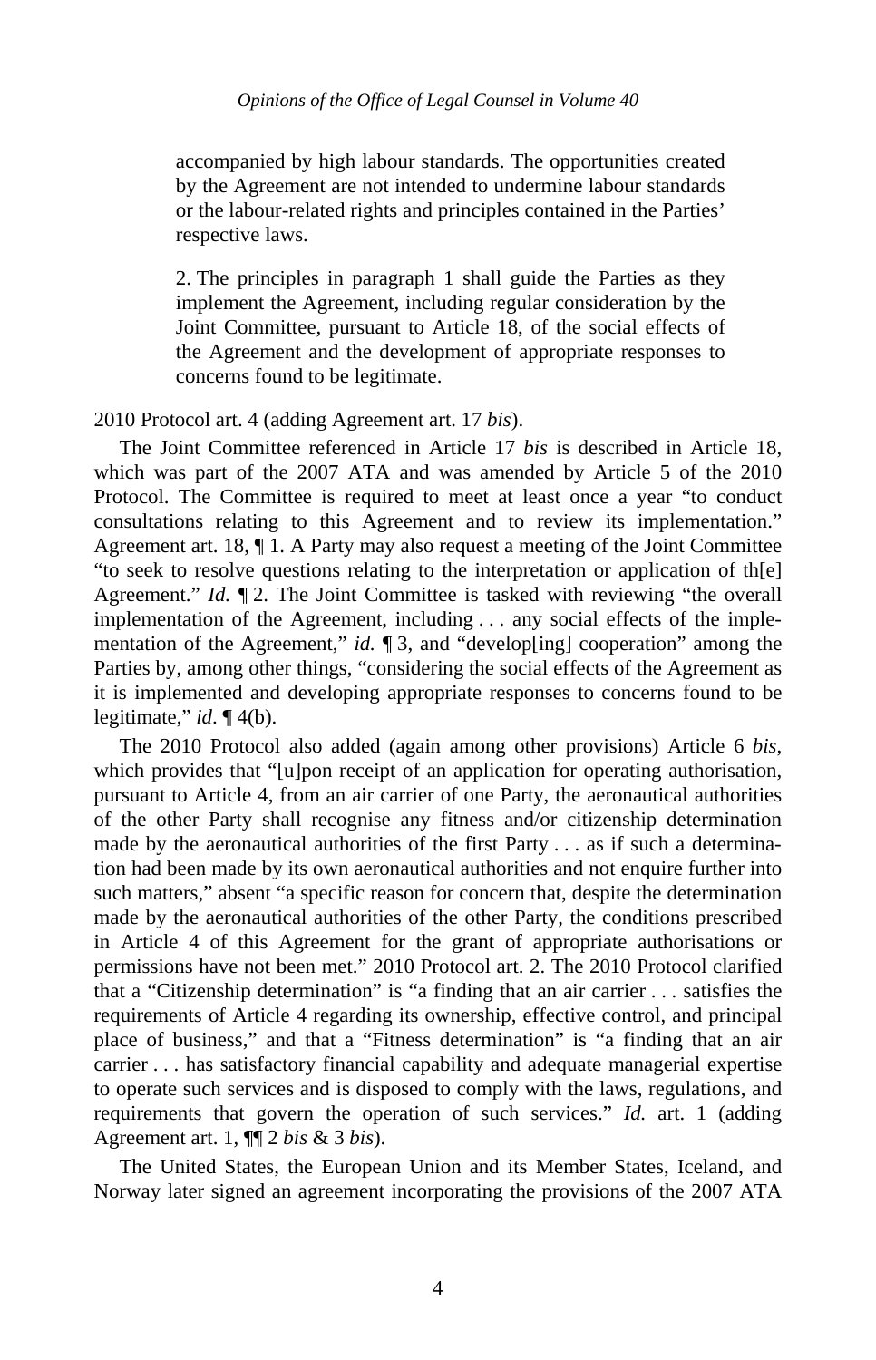> accompanied by high labour standards. The opportunities created by the Agreement are not intended to undermine labour standards or the labour-related rights and principles contained in the Parties' respective laws.
>
> 2. The principles in paragraph 1 shall guide the Parties as they implement the Agreement, including regular consideration by the Joint Committee, pursuant to Article 18, of the social effects of the Agreement and the development of appropriate responses to concerns found to be legitimate.

2010 Protocol art. 4 (adding Agreement art. 17 *bis*).

The Joint Committee referenced in Article 17 *bis* is described in Article 18, which was part of the 2007 ATA and was amended by Article 5 of the 2010 Protocol. The Committee is required to meet at least once a year "to conduct consultations relating to this Agreement and to review its implementation." Agreement art. 18, ¶ 1. A Party may also request a meeting of the Joint Committee "to seek to resolve questions relating to the interpretation or application of th[e] Agreement." *Id.* ¶ 2. The Joint Committee is tasked with reviewing "the overall implementation of the Agreement, including . . . any social effects of the implementation of the Agreement," *id.* ¶ 3, and "develop[ing] cooperation" among the Parties by, among other things, "considering the social effects of the Agreement as it is implemented and developing appropriate responses to concerns found to be legitimate," *id*. ¶ 4(b).

The 2010 Protocol also added (again among other provisions) Article 6 *bis*, which provides that "[u]pon receipt of an application for operating authorisation, pursuant to Article 4, from an air carrier of one Party, the aeronautical authorities of the other Party shall recognise any fitness and/or citizenship determination made by the aeronautical authorities of the first Party . . . as if such a determination had been made by its own aeronautical authorities and not enquire further into such matters," absent "a specific reason for concern that, despite the determination made by the aeronautical authorities of the other Party, the conditions prescribed in Article 4 of this Agreement for the grant of appropriate authorisations or permissions have not been met." 2010 Protocol art. 2. The 2010 Protocol clarified that a "Citizenship determination" is "a finding that an air carrier . . . satisfies the requirements of Article 4 regarding its ownership, effective control, and principal place of business," and that a "Fitness determination" is "a finding that an air carrier . . . has satisfactory financial capability and adequate managerial expertise to operate such services and is disposed to comply with the laws, regulations, and requirements that govern the operation of such services." *Id.* art. 1 (adding Agreement art. 1, ¶¶ 2 *bis* & 3 *bis*).

The United States, the European Union and its Member States, Iceland, and Norway later signed an agreement incorporating the provisions of the 2007 ATA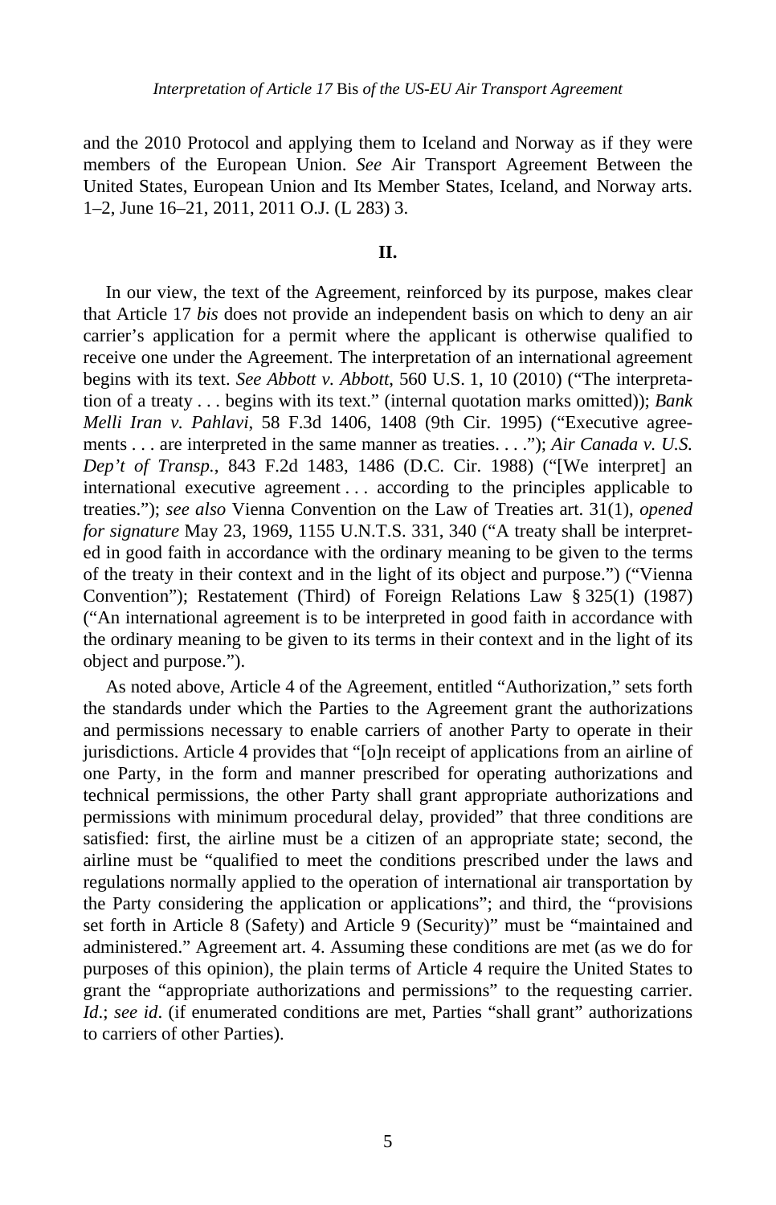and the 2010 Protocol and applying them to Iceland and Norway as if they were members of the European Union. *See* Air Transport Agreement Between the United States, European Union and Its Member States, Iceland, and Norway arts. 1–2, June 16–21, 2011, 2011 O.J. (L 283) 3.

## II.

In our view, the text of the Agreement, reinforced by its purpose, makes clear that Article 17 *bis* does not provide an independent basis on which to deny an air carrier's application for a permit where the applicant is otherwise qualified to receive one under the Agreement. The interpretation of an international agreement begins with its text. *See Abbott v. Abbott*, 560 U.S. 1, 10 (2010) ("The interpretation of a treaty . . . begins with its text." (internal quotation marks omitted)); *Bank Melli Iran v. Pahlavi*, 58 F.3d 1406, 1408 (9th Cir. 1995) ("Executive agreements . . . are interpreted in the same manner as treaties. . . ."); *Air Canada v. U.S. Dep't of Transp.*, 843 F.2d 1483, 1486 (D.C. Cir. 1988) ("[We interpret] an international executive agreement . . . according to the principles applicable to treaties."); *see also* Vienna Convention on the Law of Treaties art. 31(1), *opened for signature* May 23, 1969, 1155 U.N.T.S. 331, 340 ("A treaty shall be interpreted in good faith in accordance with the ordinary meaning to be given to the terms of the treaty in their context and in the light of its object and purpose.") ("Vienna Convention"); Restatement (Third) of Foreign Relations Law § 325(1) (1987) ("An international agreement is to be interpreted in good faith in accordance with the ordinary meaning to be given to its terms in their context and in the light of its object and purpose.").

As noted above, Article 4 of the Agreement, entitled "Authorization," sets forth the standards under which the Parties to the Agreement grant the authorizations and permissions necessary to enable carriers of another Party to operate in their jurisdictions. Article 4 provides that "[o]n receipt of applications from an airline of one Party, in the form and manner prescribed for operating authorizations and technical permissions, the other Party shall grant appropriate authorizations and permissions with minimum procedural delay, provided" that three conditions are satisfied: first, the airline must be a citizen of an appropriate state; second, the airline must be "qualified to meet the conditions prescribed under the laws and regulations normally applied to the operation of international air transportation by the Party considering the application or applications"; and third, the "provisions set forth in Article 8 (Safety) and Article 9 (Security)" must be "maintained and administered." Agreement art. 4. Assuming these conditions are met (as we do for purposes of this opinion), the plain terms of Article 4 require the United States to grant the "appropriate authorizations and permissions" to the requesting carrier. *Id*.; *see id*. (if enumerated conditions are met, Parties "shall grant" authorizations to carriers of other Parties).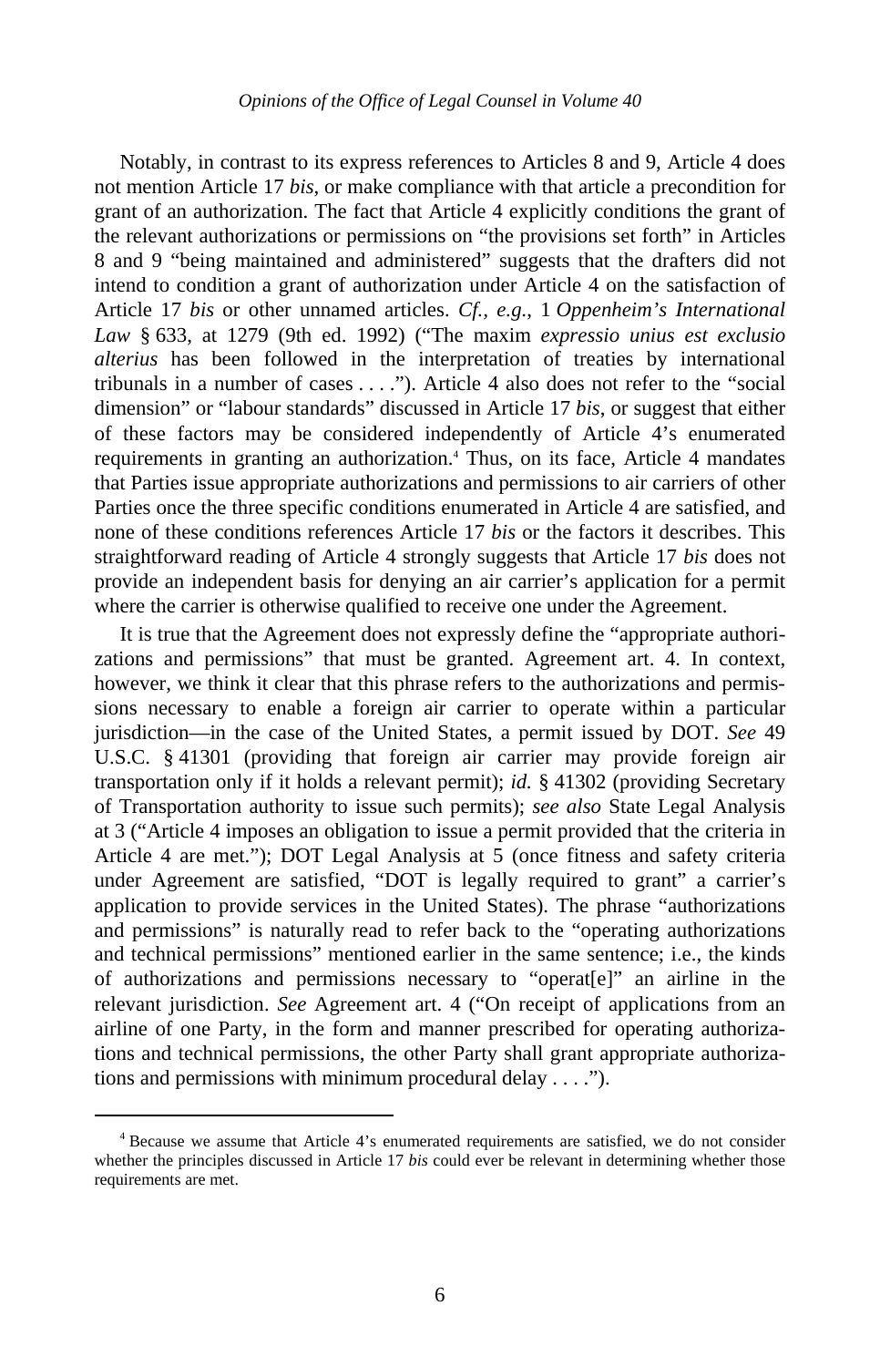Notably, in contrast to its express references to Articles 8 and 9, Article 4 does not mention Article 17 *bis*, or make compliance with that article a precondition for grant of an authorization. The fact that Article 4 explicitly conditions the grant of the relevant authorizations or permissions on "the provisions set forth" in Articles 8 and 9 "being maintained and administered" suggests that the drafters did not intend to condition a grant of authorization under Article 4 on the satisfaction of Article 17 *bis* or other unnamed articles. *Cf., e.g.*, 1 *Oppenheim's International Law* § 633, at 1279 (9th ed. 1992) ("The maxim *expressio unius est exclusio alterius* has been followed in the interpretation of treaties by international tribunals in a number of cases . . . ."). Article 4 also does not refer to the "social dimension" or "labour standards" discussed in Article 17 *bis*, or suggest that either of these factors may be considered independently of Article 4's enumerated requirements in granting an authorization.[4] Thus, on its face, Article 4 mandates that Parties issue appropriate authorizations and permissions to air carriers of other Parties once the three specific conditions enumerated in Article 4 are satisfied, and none of these conditions references Article 17 *bis* or the factors it describes. This straightforward reading of Article 4 strongly suggests that Article 17 *bis* does not provide an independent basis for denying an air carrier's application for a permit where the carrier is otherwise qualified to receive one under the Agreement.

It is true that the Agreement does not expressly define the "appropriate authorizations and permissions" that must be granted. Agreement art. 4. In context, however, we think it clear that this phrase refers to the authorizations and permissions necessary to enable a foreign air carrier to operate within a particular jurisdiction—in the case of the United States, a permit issued by DOT. *See* 49 U.S.C. § 41301 (providing that foreign air carrier may provide foreign air transportation only if it holds a relevant permit); *id.* § 41302 (providing Secretary of Transportation authority to issue such permits); *see also* State Legal Analysis at 3 ("Article 4 imposes an obligation to issue a permit provided that the criteria in Article 4 are met."); DOT Legal Analysis at 5 (once fitness and safety criteria under Agreement are satisfied, "DOT is legally required to grant" a carrier's application to provide services in the United States). The phrase "authorizations and permissions" is naturally read to refer back to the "operating authorizations and technical permissions" mentioned earlier in the same sentence; i.e., the kinds of authorizations and permissions necessary to "operat[e]" an airline in the relevant jurisdiction. *See* Agreement art. 4 ("On receipt of applications from an airline of one Party, in the form and manner prescribed for operating authorizations and technical permissions, the other Party shall grant appropriate authorizations and permissions with minimum procedural delay . . . .").

[4] Because we assume that Article 4's enumerated requirements are satisfied, we do not consider whether the principles discussed in Article 17 *bis* could ever be relevant in determining whether those requirements are met.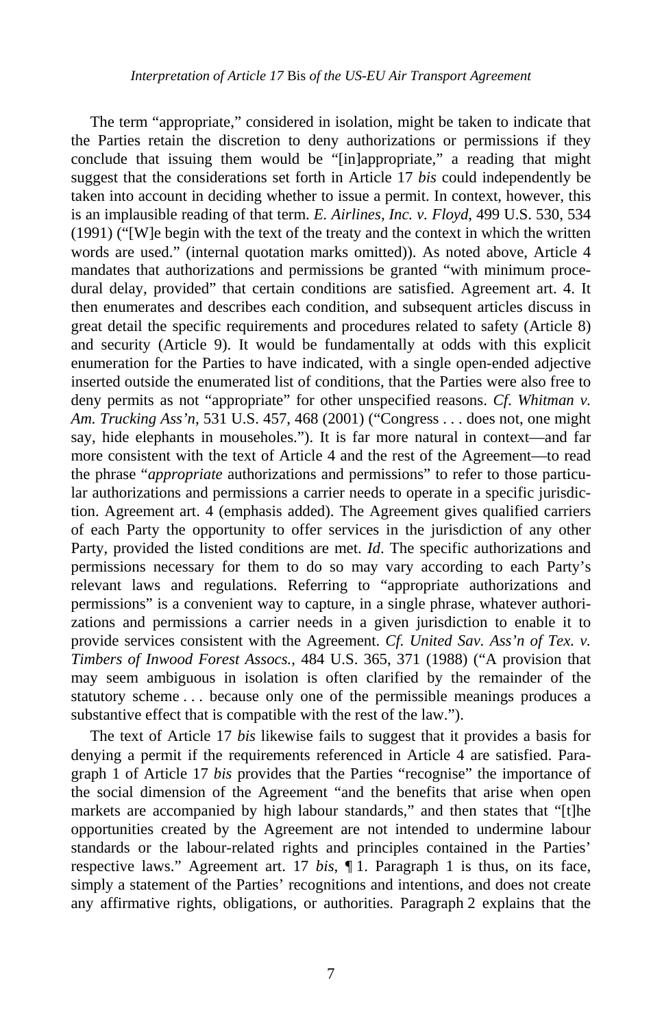The term "appropriate," considered in isolation, might be taken to indicate that the Parties retain the discretion to deny authorizations or permissions if they conclude that issuing them would be "[in]appropriate," a reading that might suggest that the considerations set forth in Article 17 *bis* could independently be taken into account in deciding whether to issue a permit. In context, however, this is an implausible reading of that term. *E. Airlines, Inc. v. Floyd*, 499 U.S. 530, 534 (1991) ("[W]e begin with the text of the treaty and the context in which the written words are used." (internal quotation marks omitted)). As noted above, Article 4 mandates that authorizations and permissions be granted "with minimum procedural delay, provided" that certain conditions are satisfied. Agreement art. 4. It then enumerates and describes each condition, and subsequent articles discuss in great detail the specific requirements and procedures related to safety (Article 8) and security (Article 9). It would be fundamentally at odds with this explicit enumeration for the Parties to have indicated, with a single open-ended adjective inserted outside the enumerated list of conditions, that the Parties were also free to deny permits as not "appropriate" for other unspecified reasons. *Cf. Whitman v. Am. Trucking Ass'n*, 531 U.S. 457, 468 (2001) ("Congress . . . does not, one might say, hide elephants in mouseholes."). It is far more natural in context—and far more consistent with the text of Article 4 and the rest of the Agreement—to read the phrase "*appropriate* authorizations and permissions" to refer to those particular authorizations and permissions a carrier needs to operate in a specific jurisdiction. Agreement art. 4 (emphasis added). The Agreement gives qualified carriers of each Party the opportunity to offer services in the jurisdiction of any other Party, provided the listed conditions are met. *Id*. The specific authorizations and permissions necessary for them to do so may vary according to each Party's relevant laws and regulations. Referring to "appropriate authorizations and permissions" is a convenient way to capture, in a single phrase, whatever authorizations and permissions a carrier needs in a given jurisdiction to enable it to provide services consistent with the Agreement. *Cf. United Sav. Ass'n of Tex. v. Timbers of Inwood Forest Assocs.*, 484 U.S. 365, 371 (1988) ("A provision that may seem ambiguous in isolation is often clarified by the remainder of the statutory scheme . . . because only one of the permissible meanings produces a substantive effect that is compatible with the rest of the law.").

The text of Article 17 *bis* likewise fails to suggest that it provides a basis for denying a permit if the requirements referenced in Article 4 are satisfied. Paragraph 1 of Article 17 *bis* provides that the Parties "recognise" the importance of the social dimension of the Agreement "and the benefits that arise when open markets are accompanied by high labour standards," and then states that "[t]he opportunities created by the Agreement are not intended to undermine labour standards or the labour-related rights and principles contained in the Parties' respective laws." Agreement art. 17 *bis*, ¶ 1. Paragraph 1 is thus, on its face, simply a statement of the Parties' recognitions and intentions, and does not create any affirmative rights, obligations, or authorities. Paragraph 2 explains that the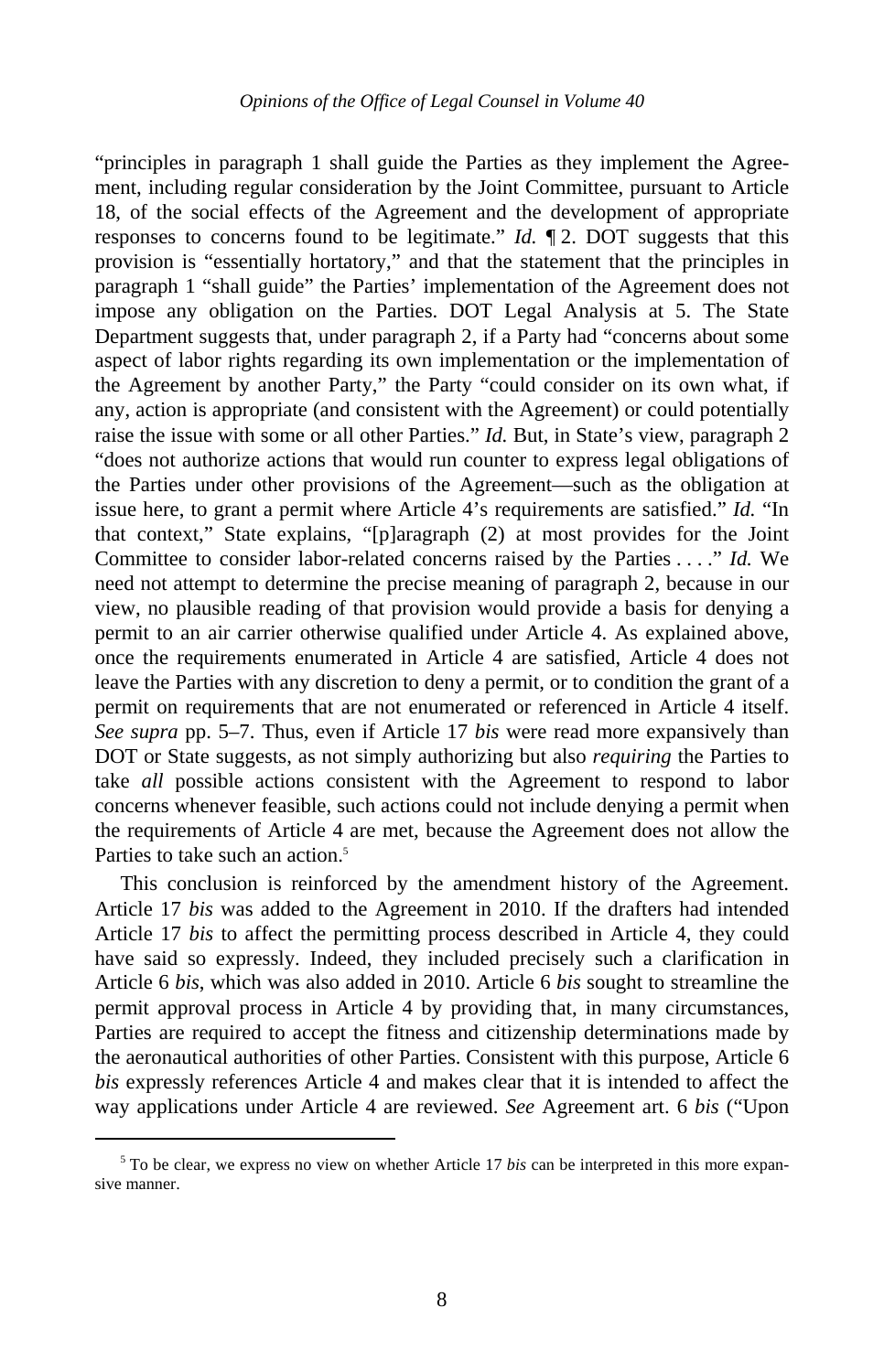"principles in paragraph 1 shall guide the Parties as they implement the Agreement, including regular consideration by the Joint Committee, pursuant to Article 18, of the social effects of the Agreement and the development of appropriate responses to concerns found to be legitimate." *Id.* ¶ 2. DOT suggests that this provision is "essentially hortatory," and that the statement that the principles in paragraph 1 "shall guide" the Parties' implementation of the Agreement does not impose any obligation on the Parties. DOT Legal Analysis at 5. The State Department suggests that, under paragraph 2, if a Party had "concerns about some aspect of labor rights regarding its own implementation or the implementation of the Agreement by another Party," the Party "could consider on its own what, if any, action is appropriate (and consistent with the Agreement) or could potentially raise the issue with some or all other Parties." *Id.* But, in State's view, paragraph 2 "does not authorize actions that would run counter to express legal obligations of the Parties under other provisions of the Agreement—such as the obligation at issue here, to grant a permit where Article 4's requirements are satisfied." *Id.* "In that context," State explains, "[p]aragraph (2) at most provides for the Joint Committee to consider labor-related concerns raised by the Parties . . . ." *Id.* We need not attempt to determine the precise meaning of paragraph 2, because in our view, no plausible reading of that provision would provide a basis for denying a permit to an air carrier otherwise qualified under Article 4. As explained above, once the requirements enumerated in Article 4 are satisfied, Article 4 does not leave the Parties with any discretion to deny a permit, or to condition the grant of a permit on requirements that are not enumerated or referenced in Article 4 itself. *See supra* pp. 5–7. Thus, even if Article 17 *bis* were read more expansively than DOT or State suggests, as not simply authorizing but also *requiring* the Parties to take *all* possible actions consistent with the Agreement to respond to labor concerns whenever feasible, such actions could not include denying a permit when the requirements of Article 4 are met, because the Agreement does not allow the Parties to take such an action.[5]

This conclusion is reinforced by the amendment history of the Agreement. Article 17 *bis* was added to the Agreement in 2010. If the drafters had intended Article 17 *bis* to affect the permitting process described in Article 4, they could have said so expressly. Indeed, they included precisely such a clarification in Article 6 *bis*, which was also added in 2010. Article 6 *bis* sought to streamline the permit approval process in Article 4 by providing that, in many circumstances, Parties are required to accept the fitness and citizenship determinations made by the aeronautical authorities of other Parties. Consistent with this purpose, Article 6 *bis* expressly references Article 4 and makes clear that it is intended to affect the way applications under Article 4 are reviewed. *See* Agreement art. 6 *bis* ("Upon

[5] To be clear, we express no view on whether Article 17 *bis* can be interpreted in this more expansive manner.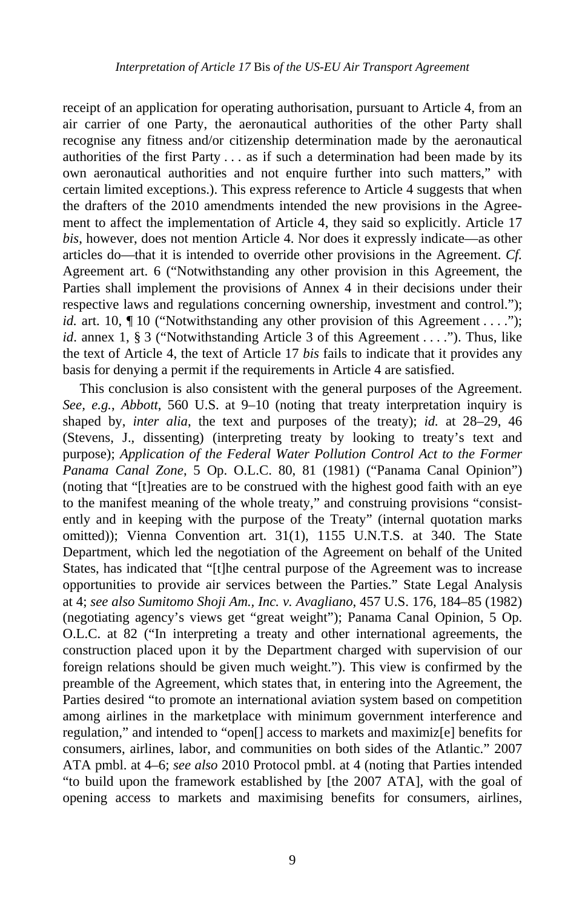receipt of an application for operating authorisation, pursuant to Article 4, from an air carrier of one Party, the aeronautical authorities of the other Party shall recognise any fitness and/or citizenship determination made by the aeronautical authorities of the first Party . . . as if such a determination had been made by its own aeronautical authorities and not enquire further into such matters," with certain limited exceptions.). This express reference to Article 4 suggests that when the drafters of the 2010 amendments intended the new provisions in the Agreement to affect the implementation of Article 4, they said so explicitly. Article 17 *bis*, however, does not mention Article 4. Nor does it expressly indicate—as other articles do—that it is intended to override other provisions in the Agreement. *Cf.* Agreement art. 6 ("Notwithstanding any other provision in this Agreement, the Parties shall implement the provisions of Annex 4 in their decisions under their respective laws and regulations concerning ownership, investment and control."); *id.* art. 10, ¶ 10 ("Notwithstanding any other provision of this Agreement . . . ."); *id*. annex 1, § 3 ("Notwithstanding Article 3 of this Agreement . . . ."). Thus, like the text of Article 4, the text of Article 17 *bis* fails to indicate that it provides any basis for denying a permit if the requirements in Article 4 are satisfied.

This conclusion is also consistent with the general purposes of the Agreement. *See, e.g.*, *Abbott*, 560 U.S. at 9–10 (noting that treaty interpretation inquiry is shaped by, *inter alia*, the text and purposes of the treaty); *id.* at 28–29, 46 (Stevens, J., dissenting) (interpreting treaty by looking to treaty's text and purpose); *Application of the Federal Water Pollution Control Act to the Former Panama Canal Zone*, 5 Op. O.L.C. 80, 81 (1981) ("Panama Canal Opinion") (noting that "[t]reaties are to be construed with the highest good faith with an eye to the manifest meaning of the whole treaty," and construing provisions "consistently and in keeping with the purpose of the Treaty" (internal quotation marks omitted)); Vienna Convention art. 31(1), 1155 U.N.T.S. at 340. The State Department, which led the negotiation of the Agreement on behalf of the United States, has indicated that "[t]he central purpose of the Agreement was to increase opportunities to provide air services between the Parties." State Legal Analysis at 4; *see also Sumitomo Shoji Am., Inc. v. Avagliano*, 457 U.S. 176, 184–85 (1982) (negotiating agency's views get "great weight"); Panama Canal Opinion, 5 Op. O.L.C. at 82 ("In interpreting a treaty and other international agreements, the construction placed upon it by the Department charged with supervision of our foreign relations should be given much weight."). This view is confirmed by the preamble of the Agreement, which states that, in entering into the Agreement, the Parties desired "to promote an international aviation system based on competition among airlines in the marketplace with minimum government interference and regulation," and intended to "open[] access to markets and maximiz[e] benefits for consumers, airlines, labor, and communities on both sides of the Atlantic." 2007 ATA pmbl. at 4–6; *see also* 2010 Protocol pmbl. at 4 (noting that Parties intended "to build upon the framework established by [the 2007 ATA], with the goal of opening access to markets and maximising benefits for consumers, airlines,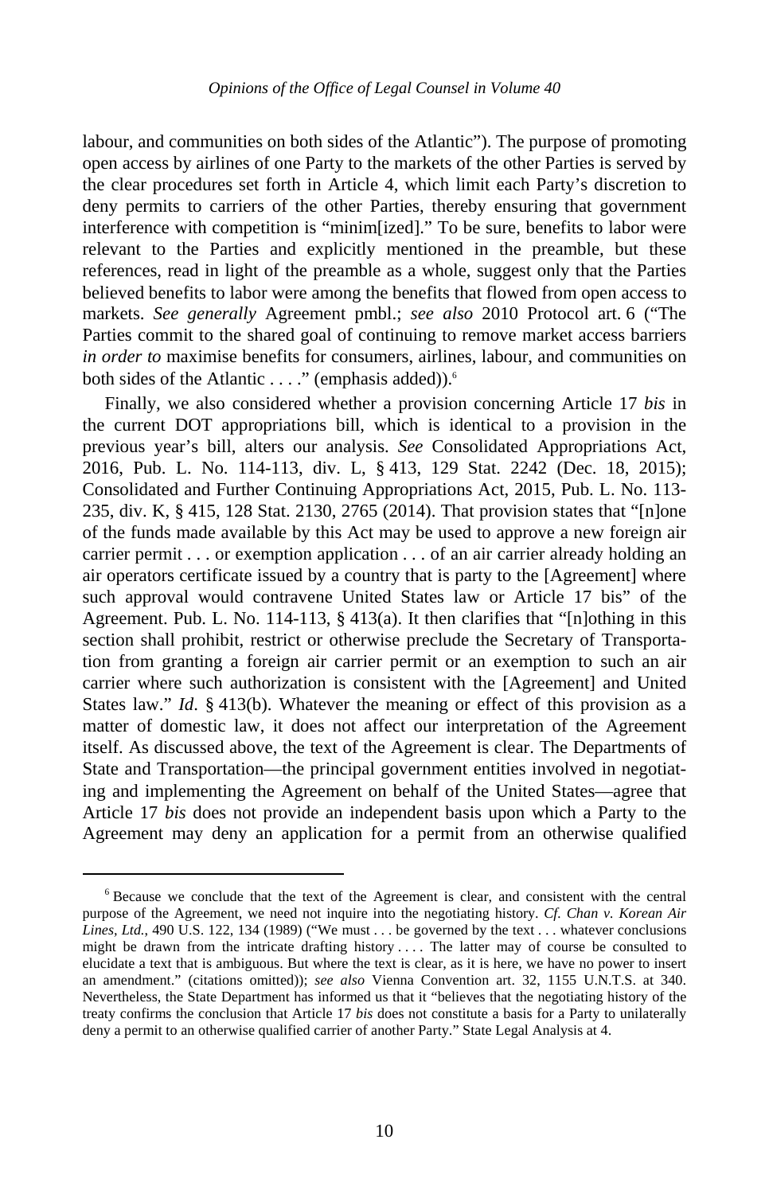labour, and communities on both sides of the Atlantic"). The purpose of promoting open access by airlines of one Party to the markets of the other Parties is served by the clear procedures set forth in Article 4, which limit each Party's discretion to deny permits to carriers of the other Parties, thereby ensuring that government interference with competition is "minim[ized]." To be sure, benefits to labor were relevant to the Parties and explicitly mentioned in the preamble, but these references, read in light of the preamble as a whole, suggest only that the Parties believed benefits to labor were among the benefits that flowed from open access to markets. *See generally* Agreement pmbl.; *see also* 2010 Protocol art. 6 ("The Parties commit to the shared goal of continuing to remove market access barriers *in order to* maximise benefits for consumers, airlines, labour, and communities on both sides of the Atlantic . . . ." (emphasis added)).[6]

Finally, we also considered whether a provision concerning Article 17 *bis* in the current DOT appropriations bill, which is identical to a provision in the previous year's bill, alters our analysis. *See* Consolidated Appropriations Act, 2016, Pub. L. No. 114-113, div. L, § 413, 129 Stat. 2242 (Dec. 18, 2015); Consolidated and Further Continuing Appropriations Act, 2015, Pub. L. No. 113-235, div. K, § 415, 128 Stat. 2130, 2765 (2014). That provision states that "[n]one of the funds made available by this Act may be used to approve a new foreign air carrier permit . . . or exemption application . . . of an air carrier already holding an air operators certificate issued by a country that is party to the [Agreement] where such approval would contravene United States law or Article 17 bis" of the Agreement. Pub. L. No. 114-113, § 413(a). It then clarifies that "[n]othing in this section shall prohibit, restrict or otherwise preclude the Secretary of Transportation from granting a foreign air carrier permit or an exemption to such an air carrier where such authorization is consistent with the [Agreement] and United States law." *Id*. § 413(b). Whatever the meaning or effect of this provision as a matter of domestic law, it does not affect our interpretation of the Agreement itself. As discussed above, the text of the Agreement is clear. The Departments of State and Transportation—the principal government entities involved in negotiating and implementing the Agreement on behalf of the United States—agree that Article 17 *bis* does not provide an independent basis upon which a Party to the Agreement may deny an application for a permit from an otherwise qualified

[6] Because we conclude that the text of the Agreement is clear, and consistent with the central purpose of the Agreement, we need not inquire into the negotiating history. *Cf. Chan v. Korean Air Lines, Ltd.*, 490 U.S. 122, 134 (1989) ("We must . . . be governed by the text . . . whatever conclusions might be drawn from the intricate drafting history . . . . The latter may of course be consulted to elucidate a text that is ambiguous. But where the text is clear, as it is here, we have no power to insert an amendment." (citations omitted)); *see also* Vienna Convention art. 32, 1155 U.N.T.S. at 340. Nevertheless, the State Department has informed us that it "believes that the negotiating history of the treaty confirms the conclusion that Article 17 *bis* does not constitute a basis for a Party to unilaterally deny a permit to an otherwise qualified carrier of another Party." State Legal Analysis at 4.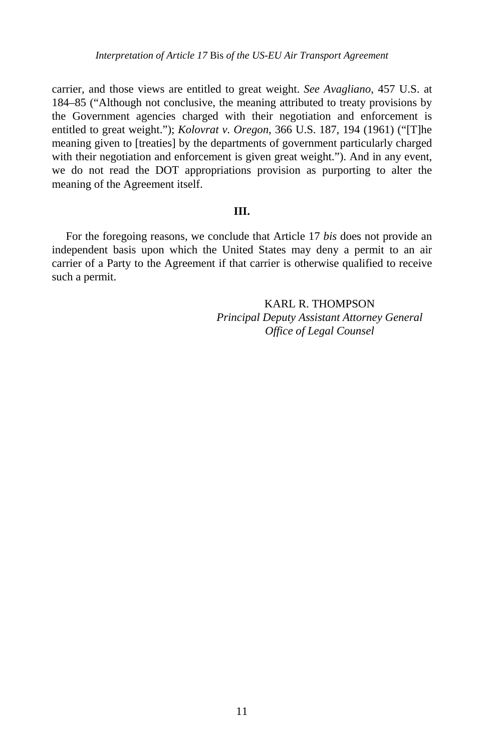carrier, and those views are entitled to great weight. *See Avagliano*, 457 U.S. at 184–85 (“Although not conclusive, the meaning attributed to treaty provisions by the Government agencies charged with their negotiation and enforcement is entitled to great weight.”); *Kolovrat v. Oregon*, 366 U.S. 187, 194 (1961) (“[T]he meaning given to [treaties] by the departments of government particularly charged with their negotiation and enforcement is given great weight.”). And in any event, we do not read the DOT appropriations provision as purporting to alter the meaning of the Agreement itself.

## III.

For the foregoing reasons, we conclude that Article 17 *bis* does not provide an independent basis upon which the United States may deny a permit to an air carrier of a Party to the Agreement if that carrier is otherwise qualified to receive such a permit.

KARL R. THOMPSON
*Principal Deputy Assistant Attorney General*
*Office of Legal Counsel*